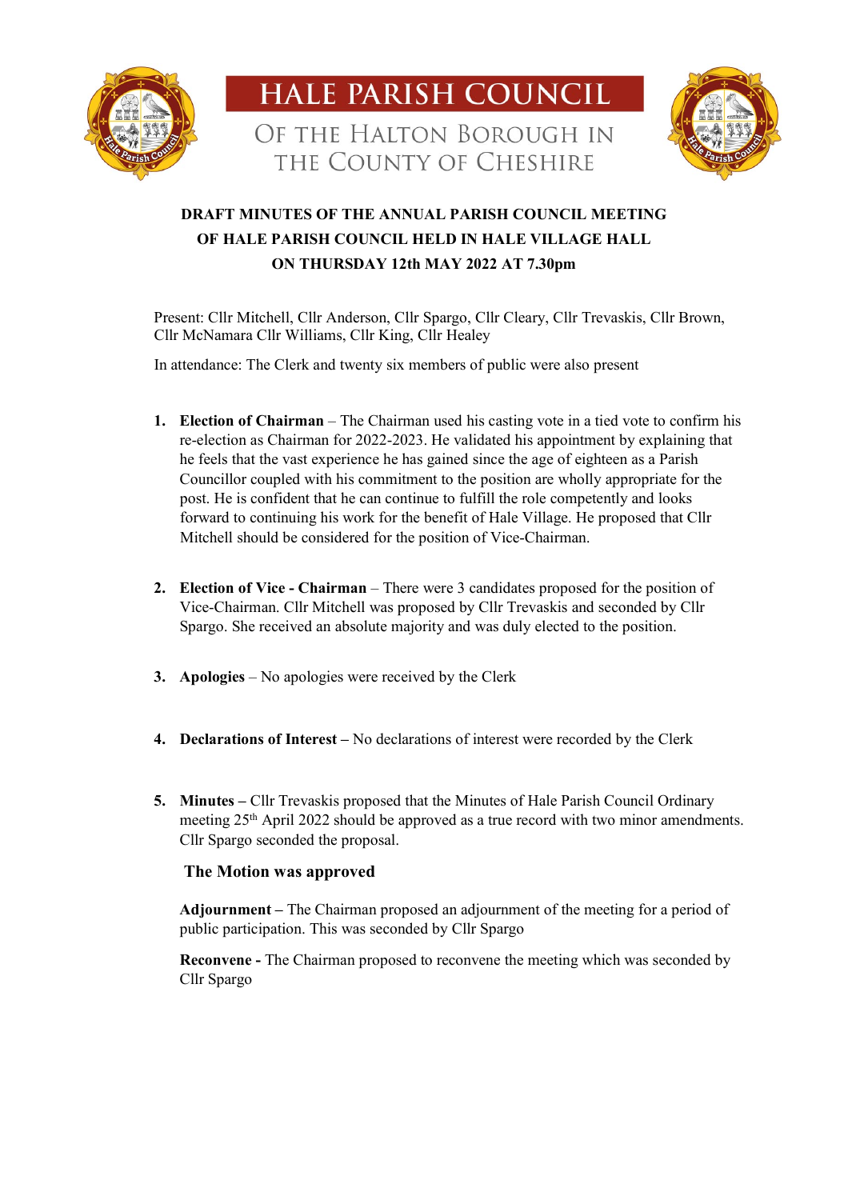# HALE PARISH COUNCIL

## OF THE HALTON BOROUGH IN THE COUNTY OF CHESHIRE

**DRAFT MINUTES OF THE ANNUAL PARISH COUNCIL MEETING OF HALE PARISH COUNCIL HELD IN HALE VILLAGE HALL ON THURSDAY 12th MAY 2022 AT 7.30pm**

Present: Cllr Mitchell, Cllr Anderson, Cllr Spargo, Cllr Cleary, Cllr Trevaskis, Cllr Brown, Cllr McNamara Cllr Williams, Cllr King, Cllr Healey

In attendance: The Clerk and twenty six members of public were also present

1. **Election of Chairman** – The Chairman used his casting vote in a tied vote to confirm his re-election as Chairman for 2022-2023. He validated his appointment by explaining that he feels that the vast experience he has gained since the age of eighteen as a Parish Councillor coupled with his commitment to the position are wholly appropriate for the post. He is confident that he can continue to fulfill the role competently and looks forward to continuing his work for the benefit of Hale Village. He proposed that Cllr Mitchell should be considered for the position of Vice-Chairman.

2. **Election of Vice - Chairman** – There were 3 candidates proposed for the position of Vice-Chairman. Cllr Mitchell was proposed by Cllr Trevaskis and seconded by Cllr Spargo. She received an absolute majority and was duly elected to the position.

3. **Apologies** – No apologies were received by the Clerk

4. **Declarations of Interest –** No declarations of interest were recorded by the Clerk

5. **Minutes –** Cllr Trevaskis proposed that the Minutes of Hale Parish Council Ordinary meeting 25th April 2022 should be approved as a true record with two minor amendments. Cllr Spargo seconded the proposal.

   **The Motion was approved**

   **Adjournment –** The Chairman proposed an adjournment of the meeting for a period of public participation. This was seconded by Cllr Spargo

   **Reconvene -** The Chairman proposed to reconvene the meeting which was seconded by Cllr Spargo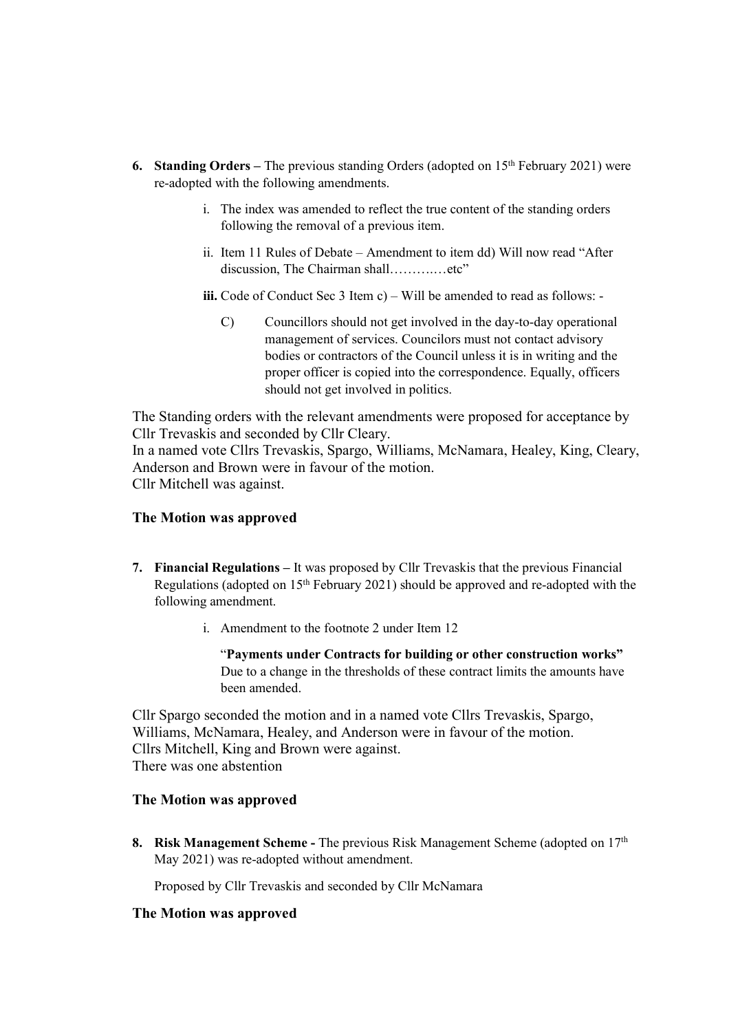6. **Standing Orders –** The previous standing Orders (adopted on 15th February 2021) were re-adopted with the following amendments.

    i. The index was amended to reflect the true content of the standing orders following the removal of a previous item.

    ii. Item 11 Rules of Debate – Amendment to item dd) Will now read "After discussion, The Chairman shall……….…etc"

    **iii.** Code of Conduct Sec 3 Item c) – Will be amended to read as follows: -

    C) Councillors should not get involved in the day-to-day operational management of services. Councilors must not contact advisory bodies or contractors of the Council unless it is in writing and the proper officer is copied into the correspondence. Equally, officers should not get involved in politics.

The Standing orders with the relevant amendments were proposed for acceptance by Cllr Trevaskis and seconded by Cllr Cleary.
In a named vote Cllrs Trevaskis, Spargo, Williams, McNamara, Healey, King, Cleary, Anderson and Brown were in favour of the motion.
Cllr Mitchell was against.

**The Motion was approved**

7. **Financial Regulations –** It was proposed by Cllr Trevaskis that the previous Financial Regulations (adopted on 15th February 2021) should be approved and re-adopted with the following amendment.

    i. Amendment to the footnote 2 under Item 12

    "**Payments under Contracts for building or other construction works"** Due to a change in the thresholds of these contract limits the amounts have been amended.

Cllr Spargo seconded the motion and in a named vote Cllrs Trevaskis, Spargo, Williams, McNamara, Healey, and Anderson were in favour of the motion.
Cllrs Mitchell, King and Brown were against.
There was one abstention

**The Motion was approved**

8. **Risk Management Scheme -** The previous Risk Management Scheme (adopted on 17th May 2021) was re-adopted without amendment.

    Proposed by Cllr Trevaskis and seconded by Cllr McNamara

**The Motion was approved**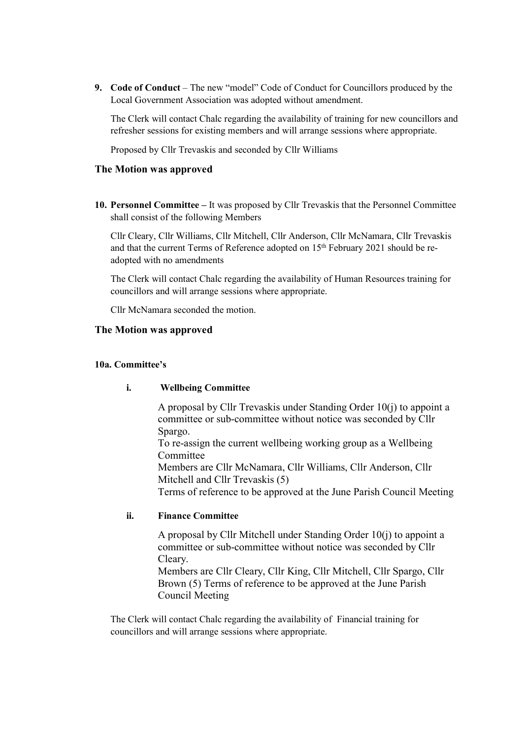**9. Code of Conduct** – The new "model" Code of Conduct for Councillors produced by the Local Government Association was adopted without amendment.

The Clerk will contact Chalc regarding the availability of training for new councillors and refresher sessions for existing members and will arrange sessions where appropriate.

Proposed by Cllr Trevaskis and seconded by Cllr Williams

### The Motion was approved

**10. Personnel Committee –** It was proposed by Cllr Trevaskis that the Personnel Committee shall consist of the following Members

Cllr Cleary, Cllr Williams, Cllr Mitchell, Cllr Anderson, Cllr McNamara, Cllr Trevaskis and that the current Terms of Reference adopted on 15th February 2021 should be re-adopted with no amendments

The Clerk will contact Chalc regarding the availability of Human Resources training for councillors and will arrange sessions where appropriate.

Cllr McNamara seconded the motion.

### The Motion was approved

**10a. Committee's**

**i. Wellbeing Committee**

A proposal by Cllr Trevaskis under Standing Order 10(j) to appoint a committee or sub-committee without notice was seconded by Cllr Spargo.
To re-assign the current wellbeing working group as a Wellbeing Committee
Members are Cllr McNamara, Cllr Williams, Cllr Anderson, Cllr Mitchell and Cllr Trevaskis (5)
Terms of reference to be approved at the June Parish Council Meeting

**ii. Finance Committee**

A proposal by Cllr Mitchell under Standing Order 10(j) to appoint a committee or sub-committee without notice was seconded by Cllr Cleary.
Members are Cllr Cleary, Cllr King, Cllr Mitchell, Cllr Spargo, Cllr Brown (5) Terms of reference to be approved at the June Parish Council Meeting

The Clerk will contact Chalc regarding the availability of Financial training for councillors and will arrange sessions where appropriate.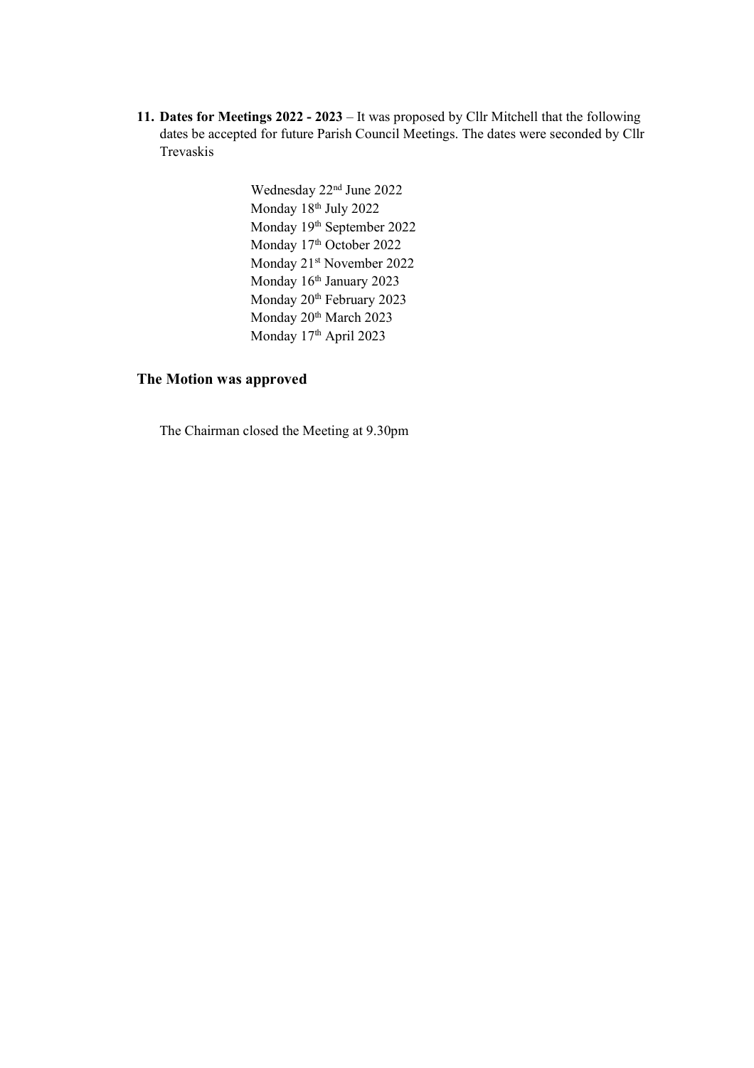11. **Dates for Meetings 2022 - 2023** – It was proposed by Cllr Mitchell that the following dates be accepted for future Parish Council Meetings. The dates were seconded by Cllr Trevaskis

    Wednesday 22nd June 2022
    Monday 18th July 2022
    Monday 19th September 2022
    Monday 17th October 2022
    Monday 21st November 2022
    Monday 16th January 2023
    Monday 20th February 2023
    Monday 20th March 2023
    Monday 17th April 2023

### The Motion was approved

The Chairman closed the Meeting at 9.30pm